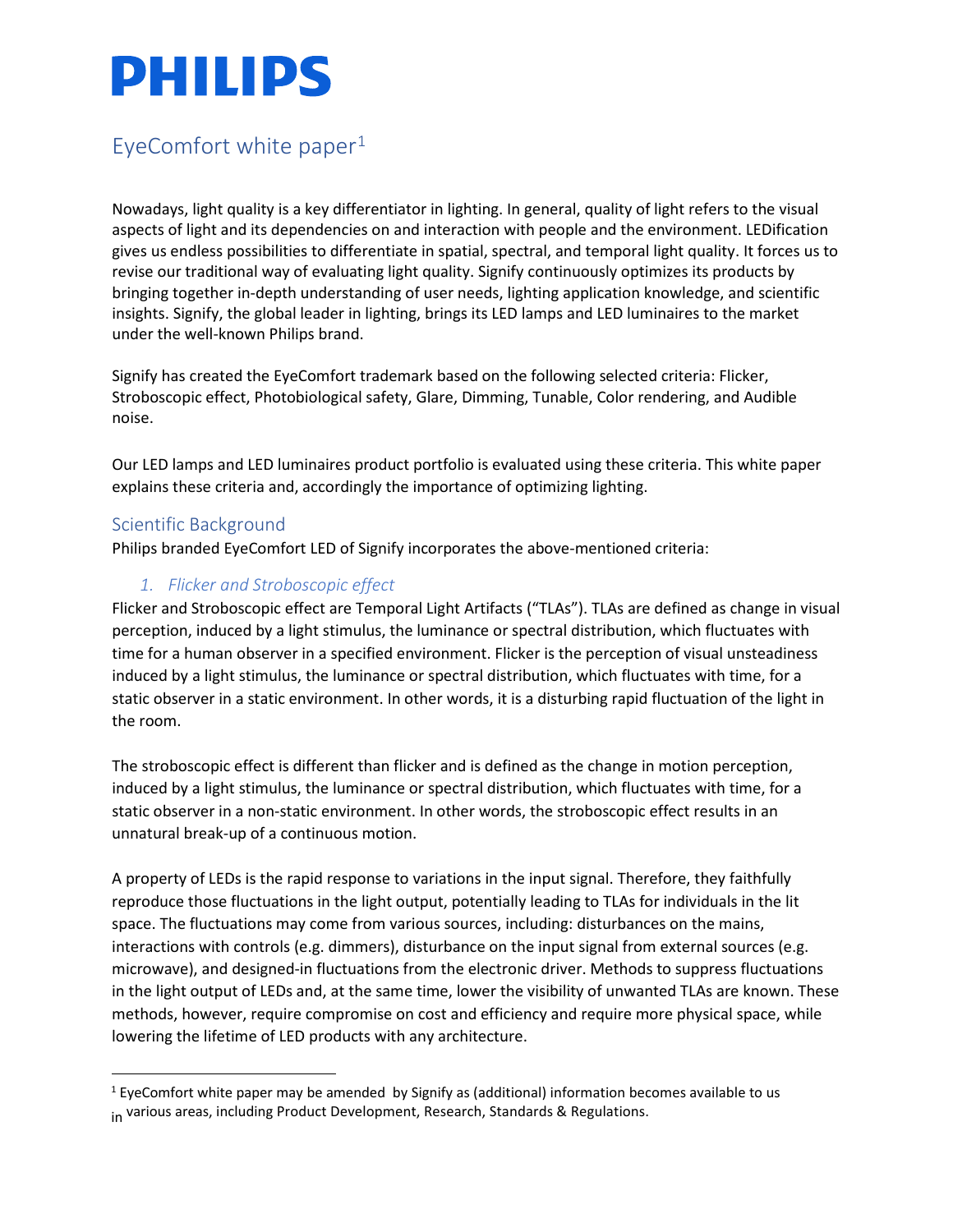# PHILIPS

## EyeComfort white paper[1]

Nowadays, light quality is a key differentiator in lighting. In general, quality of light refers to the visual aspects of light and its dependencies on and interaction with people and the environment. LEDification gives us endless possibilities to differentiate in spatial, spectral, and temporal light quality. It forces us to revise our traditional way of evaluating light quality. Signify continuously optimizes its products by bringing together in-depth understanding of user needs, lighting application knowledge, and scientific insights. Signify, the global leader in lighting, brings its LED lamps and LED luminaires to the market under the well-known Philips brand.

Signify has created the EyeComfort trademark based on the following selected criteria: Flicker, Stroboscopic effect, Photobiological safety, Glare, Dimming, Tunable, Color rendering, and Audible noise.

Our LED lamps and LED luminaires product portfolio is evaluated using these criteria. This white paper explains these criteria and, accordingly the importance of optimizing lighting.

### Scientific Background

Philips branded EyeComfort LED of Signify incorporates the above-mentioned criteria:

#### *1. Flicker and Stroboscopic effect*

Flicker and Stroboscopic effect are Temporal Light Artifacts ("TLAs"). TLAs are defined as change in visual perception, induced by a light stimulus, the luminance or spectral distribution, which fluctuates with time for a human observer in a specified environment. Flicker is the perception of visual unsteadiness induced by a light stimulus, the luminance or spectral distribution, which fluctuates with time, for a static observer in a static environment. In other words, it is a disturbing rapid fluctuation of the light in the room.

The stroboscopic effect is different than flicker and is defined as the change in motion perception, induced by a light stimulus, the luminance or spectral distribution, which fluctuates with time, for a static observer in a non-static environment. In other words, the stroboscopic effect results in an unnatural break-up of a continuous motion.

A property of LEDs is the rapid response to variations in the input signal. Therefore, they faithfully reproduce those fluctuations in the light output, potentially leading to TLAs for individuals in the lit space. The fluctuations may come from various sources, including: disturbances on the mains, interactions with controls (e.g. dimmers), disturbance on the input signal from external sources (e.g. microwave), and designed-in fluctuations from the electronic driver. Methods to suppress fluctuations in the light output of LEDs and, at the same time, lower the visibility of unwanted TLAs are known. These methods, however, require compromise on cost and efficiency and require more physical space, while lowering the lifetime of LED products with any architecture.

---

[1] EyeComfort white paper may be amended by Signify as (additional) information becomes available to us in various areas, including Product Development, Research, Standards & Regulations.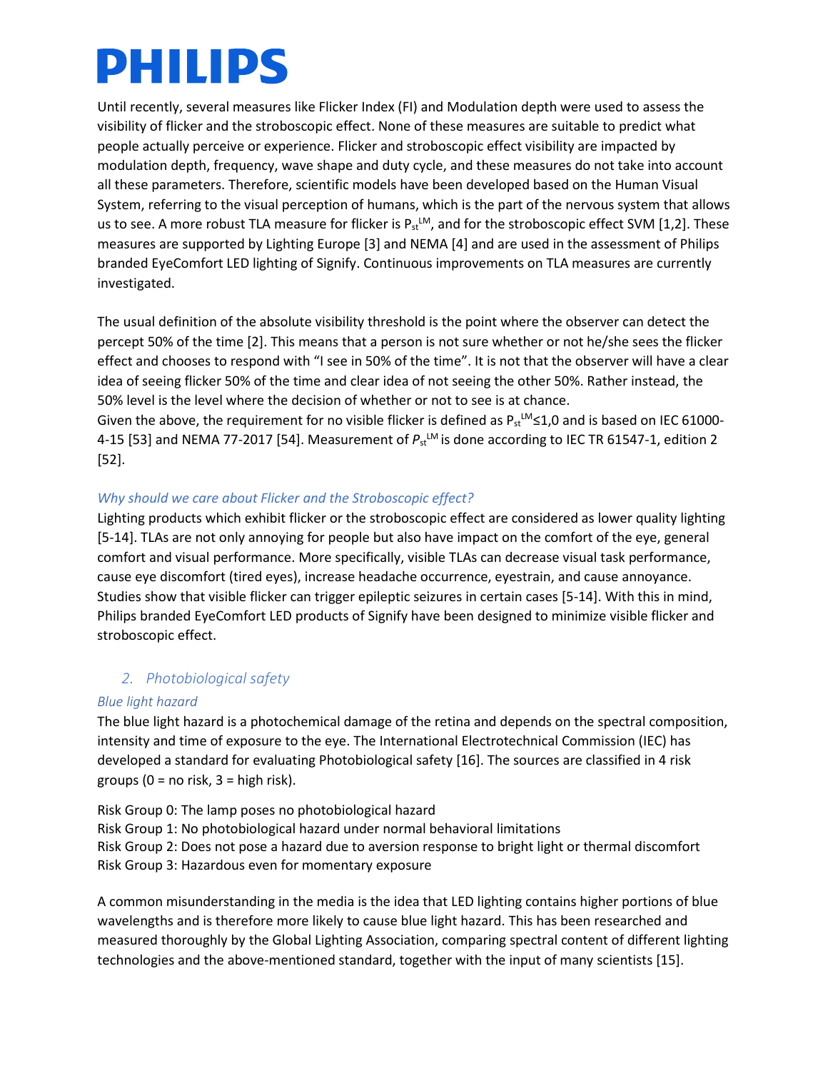Until recently, several measures like Flicker Index (FI) and Modulation depth were used to assess the visibility of flicker and the stroboscopic effect. None of these measures are suitable to predict what people actually perceive or experience. Flicker and stroboscopic effect visibility are impacted by modulation depth, frequency, wave shape and duty cycle, and these measures do not take into account all these parameters. Therefore, scientific models have been developed based on the Human Visual System, referring to the visual perception of humans, which is the part of the nervous system that allows us to see. A more robust TLA measure for flicker is $P_{st}^{LM}$, and for the stroboscopic effect SVM [1,2]. These measures are supported by Lighting Europe [3] and NEMA [4] and are used in the assessment of Philips branded EyeComfort LED lighting of Signify. Continuous improvements on TLA measures are currently investigated.

The usual definition of the absolute visibility threshold is the point where the observer can detect the percept 50% of the time [2]. This means that a person is not sure whether or not he/she sees the flicker effect and chooses to respond with "I see in 50% of the time". It is not that the observer will have a clear idea of seeing flicker 50% of the time and clear idea of not seeing the other 50%. Rather instead, the 50% level is the level where the decision of whether or not to see is at chance.
Given the above, the requirement for no visible flicker is defined as $P_{st}^{LM} \leq 1{,}0$ and is based on IEC 61000-4-15 [53] and NEMA 77-2017 [54]. Measurement of $P_{st}^{LM}$ is done according to IEC TR 61547-1, edition 2 [52].

### *Why should we care about Flicker and the Stroboscopic effect?*

Lighting products which exhibit flicker or the stroboscopic effect are considered as lower quality lighting [5-14]. TLAs are not only annoying for people but also have impact on the comfort of the eye, general comfort and visual performance. More specifically, visible TLAs can decrease visual task performance, cause eye discomfort (tired eyes), increase headache occurrence, eyestrain, and cause annoyance. Studies show that visible flicker can trigger epileptic seizures in certain cases [5-14]. With this in mind, Philips branded EyeComfort LED products of Signify have been designed to minimize visible flicker and stroboscopic effect.

## 2. Photobiological safety

### *Blue light hazard*

The blue light hazard is a photochemical damage of the retina and depends on the spectral composition, intensity and time of exposure to the eye. The International Electrotechnical Commission (IEC) has developed a standard for evaluating Photobiological safety [16]. The sources are classified in 4 risk groups (0 = no risk, 3 = high risk).

Risk Group 0: The lamp poses no photobiological hazard
Risk Group 1: No photobiological hazard under normal behavioral limitations
Risk Group 2: Does not pose a hazard due to aversion response to bright light or thermal discomfort
Risk Group 3: Hazardous even for momentary exposure

A common misunderstanding in the media is the idea that LED lighting contains higher portions of blue wavelengths and is therefore more likely to cause blue light hazard. This has been researched and measured thoroughly by the Global Lighting Association, comparing spectral content of different lighting technologies and the above-mentioned standard, together with the input of many scientists [15].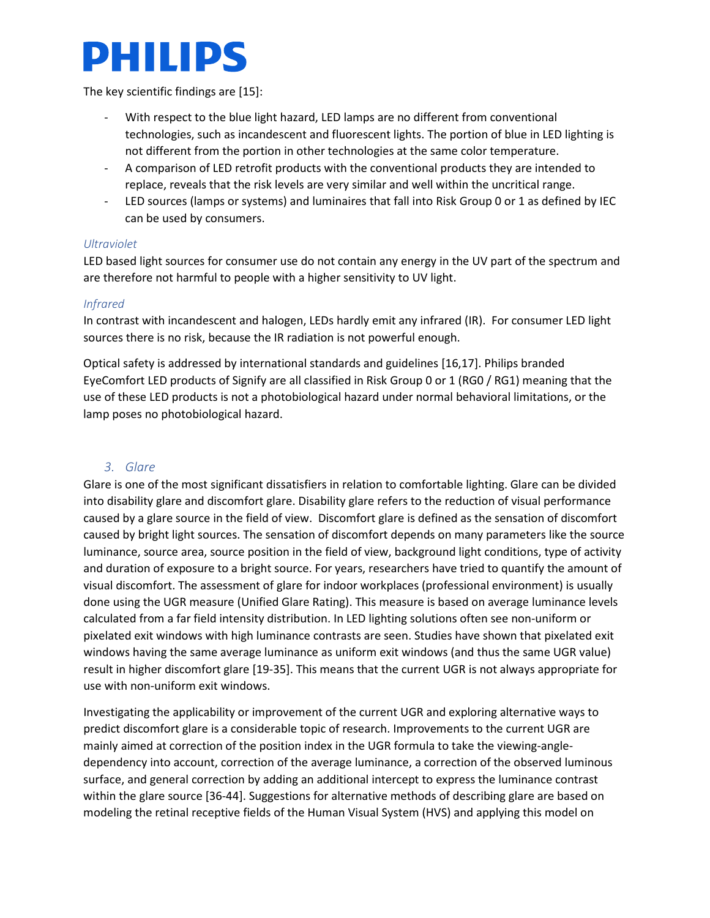The key scientific findings are [15]:

- With respect to the blue light hazard, LED lamps are no different from conventional technologies, such as incandescent and fluorescent lights. The portion of blue in LED lighting is not different from the portion in other technologies at the same color temperature.
- A comparison of LED retrofit products with the conventional products they are intended to replace, reveals that the risk levels are very similar and well within the uncritical range.
- LED sources (lamps or systems) and luminaires that fall into Risk Group 0 or 1 as defined by IEC can be used by consumers.

*Ultraviolet*

LED based light sources for consumer use do not contain any energy in the UV part of the spectrum and are therefore not harmful to people with a higher sensitivity to UV light.

*Infrared*

In contrast with incandescent and halogen, LEDs hardly emit any infrared (IR). For consumer LED light sources there is no risk, because the IR radiation is not powerful enough.

Optical safety is addressed by international standards and guidelines [16,17]. Philips branded EyeComfort LED products of Signify are all classified in Risk Group 0 or 1 (RG0 / RG1) meaning that the use of these LED products is not a photobiological hazard under normal behavioral limitations, or the lamp poses no photobiological hazard.

## 3. Glare

Glare is one of the most significant dissatisfiers in relation to comfortable lighting. Glare can be divided into disability glare and discomfort glare. Disability glare refers to the reduction of visual performance caused by a glare source in the field of view. Discomfort glare is defined as the sensation of discomfort caused by bright light sources. The sensation of discomfort depends on many parameters like the source luminance, source area, source position in the field of view, background light conditions, type of activity and duration of exposure to a bright source. For years, researchers have tried to quantify the amount of visual discomfort. The assessment of glare for indoor workplaces (professional environment) is usually done using the UGR measure (Unified Glare Rating). This measure is based on average luminance levels calculated from a far field intensity distribution. In LED lighting solutions often see non-uniform or pixelated exit windows with high luminance contrasts are seen. Studies have shown that pixelated exit windows having the same average luminance as uniform exit windows (and thus the same UGR value) result in higher discomfort glare [19-35]. This means that the current UGR is not always appropriate for use with non-uniform exit windows.

Investigating the applicability or improvement of the current UGR and exploring alternative ways to predict discomfort glare is a considerable topic of research. Improvements to the current UGR are mainly aimed at correction of the position index in the UGR formula to take the viewing-angle-dependency into account, correction of the average luminance, a correction of the observed luminous surface, and general correction by adding an additional intercept to express the luminance contrast within the glare source [36-44]. Suggestions for alternative methods of describing glare are based on modeling the retinal receptive fields of the Human Visual System (HVS) and applying this model on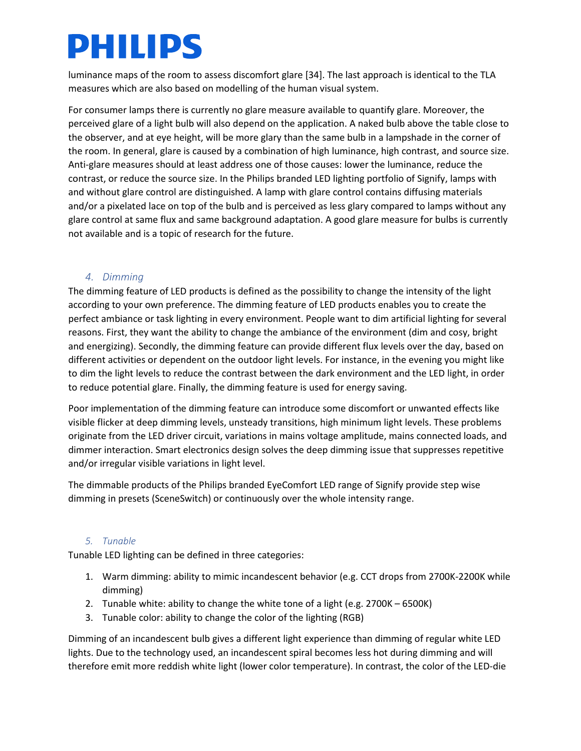luminance maps of the room to assess discomfort glare [34]. The last approach is identical to the TLA measures which are also based on modelling of the human visual system.

For consumer lamps there is currently no glare measure available to quantify glare. Moreover, the perceived glare of a light bulb will also depend on the application. A naked bulb above the table close to the observer, and at eye height, will be more glary than the same bulb in a lampshade in the corner of the room. In general, glare is caused by a combination of high luminance, high contrast, and source size. Anti-glare measures should at least address one of those causes: lower the luminance, reduce the contrast, or reduce the source size. In the Philips branded LED lighting portfolio of Signify, lamps with and without glare control are distinguished. A lamp with glare control contains diffusing materials and/or a pixelated lace on top of the bulb and is perceived as less glary compared to lamps without any glare control at same flux and same background adaptation. A good glare measure for bulbs is currently not available and is a topic of research for the future.

## 4. Dimming

The dimming feature of LED products is defined as the possibility to change the intensity of the light according to your own preference. The dimming feature of LED products enables you to create the perfect ambiance or task lighting in every environment. People want to dim artificial lighting for several reasons. First, they want the ability to change the ambiance of the environment (dim and cosy, bright and energizing). Secondly, the dimming feature can provide different flux levels over the day, based on different activities or dependent on the outdoor light levels. For instance, in the evening you might like to dim the light levels to reduce the contrast between the dark environment and the LED light, in order to reduce potential glare. Finally, the dimming feature is used for energy saving.

Poor implementation of the dimming feature can introduce some discomfort or unwanted effects like visible flicker at deep dimming levels, unsteady transitions, high minimum light levels. These problems originate from the LED driver circuit, variations in mains voltage amplitude, mains connected loads, and dimmer interaction. Smart electronics design solves the deep dimming issue that suppresses repetitive and/or irregular visible variations in light level.

The dimmable products of the Philips branded EyeComfort LED range of Signify provide step wise dimming in presets (SceneSwitch) or continuously over the whole intensity range.

## 5. Tunable

Tunable LED lighting can be defined in three categories:

1. Warm dimming: ability to mimic incandescent behavior (e.g. CCT drops from 2700K-2200K while dimming)
2. Tunable white: ability to change the white tone of a light (e.g. 2700K – 6500K)
3. Tunable color: ability to change the color of the lighting (RGB)

Dimming of an incandescent bulb gives a different light experience than dimming of regular white LED lights. Due to the technology used, an incandescent spiral becomes less hot during dimming and will therefore emit more reddish white light (lower color temperature). In contrast, the color of the LED-die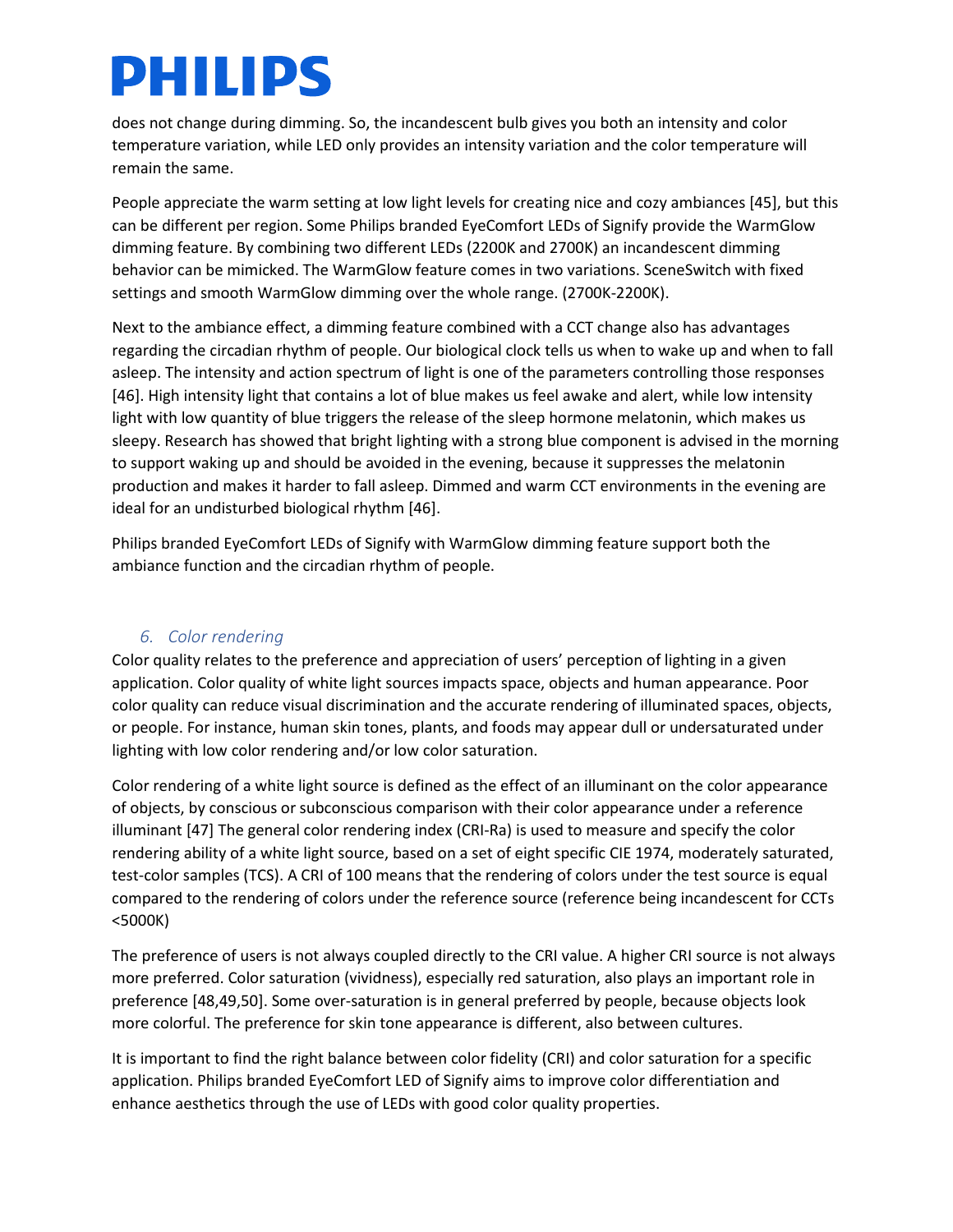does not change during dimming. So, the incandescent bulb gives you both an intensity and color temperature variation, while LED only provides an intensity variation and the color temperature will remain the same.

People appreciate the warm setting at low light levels for creating nice and cozy ambiances [45], but this can be different per region. Some Philips branded EyeComfort LEDs of Signify provide the WarmGlow dimming feature. By combining two different LEDs (2200K and 2700K) an incandescent dimming behavior can be mimicked. The WarmGlow feature comes in two variations. SceneSwitch with fixed settings and smooth WarmGlow dimming over the whole range. (2700K-2200K).

Next to the ambiance effect, a dimming feature combined with a CCT change also has advantages regarding the circadian rhythm of people. Our biological clock tells us when to wake up and when to fall asleep. The intensity and action spectrum of light is one of the parameters controlling those responses [46]. High intensity light that contains a lot of blue makes us feel awake and alert, while low intensity light with low quantity of blue triggers the release of the sleep hormone melatonin, which makes us sleepy. Research has showed that bright lighting with a strong blue component is advised in the morning to support waking up and should be avoided in the evening, because it suppresses the melatonin production and makes it harder to fall asleep. Dimmed and warm CCT environments in the evening are ideal for an undisturbed biological rhythm [46].

Philips branded EyeComfort LEDs of Signify with WarmGlow dimming feature support both the ambiance function and the circadian rhythm of people.

## 6. Color rendering

Color quality relates to the preference and appreciation of users' perception of lighting in a given application. Color quality of white light sources impacts space, objects and human appearance. Poor color quality can reduce visual discrimination and the accurate rendering of illuminated spaces, objects, or people. For instance, human skin tones, plants, and foods may appear dull or undersaturated under lighting with low color rendering and/or low color saturation.

Color rendering of a white light source is defined as the effect of an illuminant on the color appearance of objects, by conscious or subconscious comparison with their color appearance under a reference illuminant [47] The general color rendering index (CRI-Ra) is used to measure and specify the color rendering ability of a white light source, based on a set of eight specific CIE 1974, moderately saturated, test-color samples (TCS). A CRI of 100 means that the rendering of colors under the test source is equal compared to the rendering of colors under the reference source (reference being incandescent for CCTs <5000K)

The preference of users is not always coupled directly to the CRI value. A higher CRI source is not always more preferred. Color saturation (vividness), especially red saturation, also plays an important role in preference [48,49,50]. Some over-saturation is in general preferred by people, because objects look more colorful. The preference for skin tone appearance is different, also between cultures.

It is important to find the right balance between color fidelity (CRI) and color saturation for a specific application. Philips branded EyeComfort LED of Signify aims to improve color differentiation and enhance aesthetics through the use of LEDs with good color quality properties.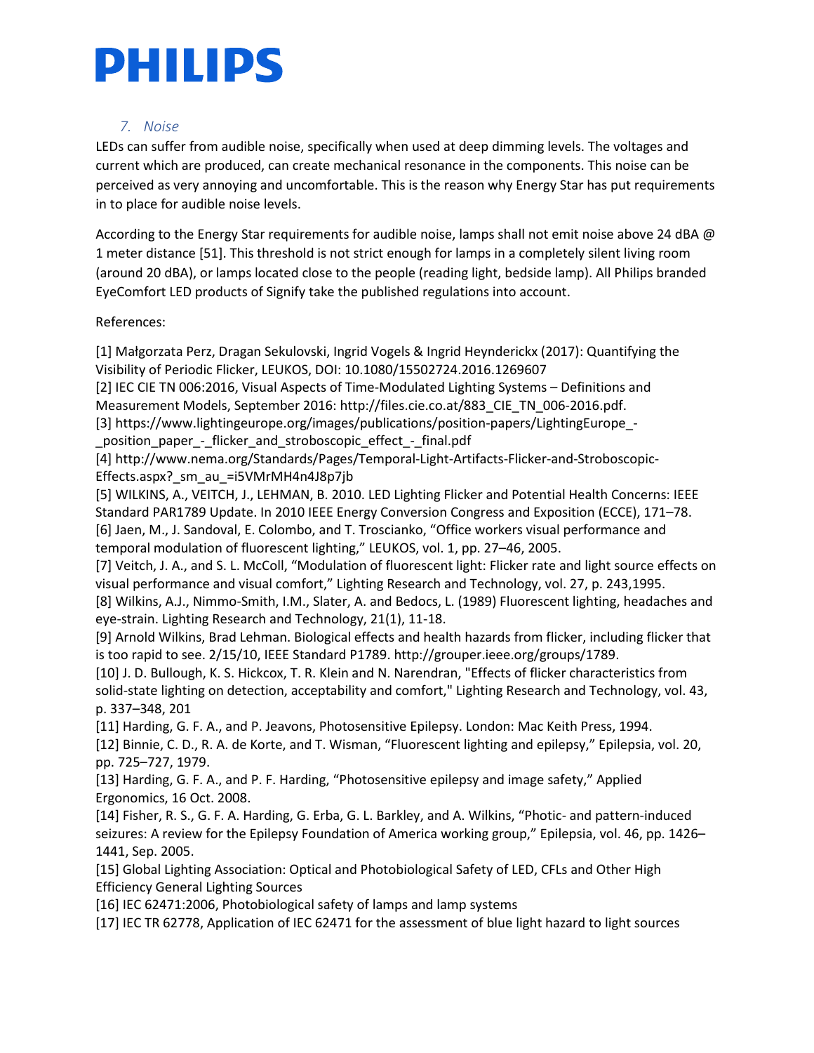### 7. Noise

LEDs can suffer from audible noise, specifically when used at deep dimming levels. The voltages and current which are produced, can create mechanical resonance in the components. This noise can be perceived as very annoying and uncomfortable. This is the reason why Energy Star has put requirements in to place for audible noise levels.

According to the Energy Star requirements for audible noise, lamps shall not emit noise above 24 dBA @ 1 meter distance [51]. This threshold is not strict enough for lamps in a completely silent living room (around 20 dBA), or lamps located close to the people (reading light, bedside lamp). All Philips branded EyeComfort LED products of Signify take the published regulations into account.

References:

[1] Małgorzata Perz, Dragan Sekulovski, Ingrid Vogels & Ingrid Heynderickx (2017): Quantifying the Visibility of Periodic Flicker, LEUKOS, DOI: 10.1080/15502724.2016.1269607
[2] IEC CIE TN 006:2016, Visual Aspects of Time-Modulated Lighting Systems – Definitions and Measurement Models, September 2016: http://files.cie.co.at/883_CIE_TN_006-2016.pdf.
[3] https://www.lightingeurope.org/images/publications/position-papers/LightingEurope_-_position_paper_-_flicker_and_stroboscopic_effect_-_final.pdf
[4] http://www.nema.org/Standards/Pages/Temporal-Light-Artifacts-Flicker-and-Stroboscopic-Effects.aspx?_sm_au_=i5VMrMH4n4J8p7jb
[5] WILKINS, A., VEITCH, J., LEHMAN, B. 2010. LED Lighting Flicker and Potential Health Concerns: IEEE Standard PAR1789 Update. In 2010 IEEE Energy Conversion Congress and Exposition (ECCE), 171–78.
[6] Jaen, M., J. Sandoval, E. Colombo, and T. Troscianko, "Office workers visual performance and temporal modulation of fluorescent lighting," LEUKOS, vol. 1, pp. 27–46, 2005.
[7] Veitch, J. A., and S. L. McColl, "Modulation of fluorescent light: Flicker rate and light source effects on visual performance and visual comfort," Lighting Research and Technology, vol. 27, p. 243,1995.
[8] Wilkins, A.J., Nimmo-Smith, I.M., Slater, A. and Bedocs, L. (1989) Fluorescent lighting, headaches and eye-strain. Lighting Research and Technology, 21(1), 11-18.
[9] Arnold Wilkins, Brad Lehman. Biological effects and health hazards from flicker, including flicker that is too rapid to see. 2/15/10, IEEE Standard P1789. http://grouper.ieee.org/groups/1789.
[10] J. D. Bullough, K. S. Hickcox, T. R. Klein and N. Narendran, "Effects of flicker characteristics from solid-state lighting on detection, acceptability and comfort," Lighting Research and Technology, vol. 43, p. 337–348, 201
[11] Harding, G. F. A., and P. Jeavons, Photosensitive Epilepsy. London: Mac Keith Press, 1994.
[12] Binnie, C. D., R. A. de Korte, and T. Wisman, "Fluorescent lighting and epilepsy," Epilepsia, vol. 20, pp. 725–727, 1979.
[13] Harding, G. F. A., and P. F. Harding, "Photosensitive epilepsy and image safety," Applied Ergonomics, 16 Oct. 2008.
[14] Fisher, R. S., G. F. A. Harding, G. Erba, G. L. Barkley, and A. Wilkins, "Photic- and pattern-induced seizures: A review for the Epilepsy Foundation of America working group," Epilepsia, vol. 46, pp. 1426–1441, Sep. 2005.
[15] Global Lighting Association: Optical and Photobiological Safety of LED, CFLs and Other High Efficiency General Lighting Sources
[16] IEC 62471:2006, Photobiological safety of lamps and lamp systems
[17] IEC TR 62778, Application of IEC 62471 for the assessment of blue light hazard to light sources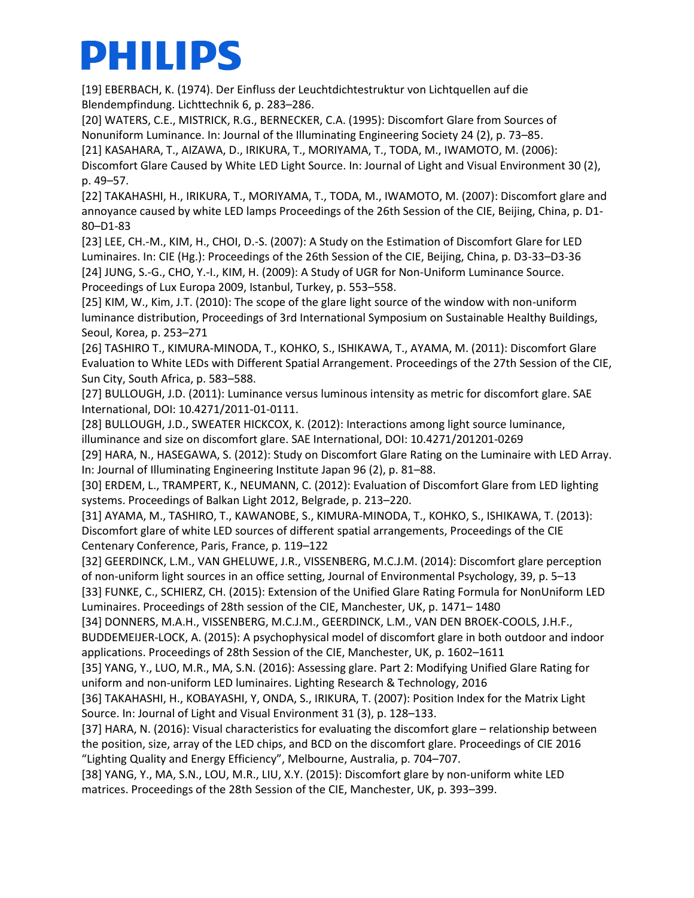[19] EBERBACH, K. (1974). Der Einfluss der Leuchtdichtestruktur von Lichtquellen auf die Blendempfindung. Lichttechnik 6, p. 283–286.

[20] WATERS, C.E., MISTRICK, R.G., BERNECKER, C.A. (1995): Discomfort Glare from Sources of Nonuniform Luminance. In: Journal of the Illuminating Engineering Society 24 (2), p. 73–85.

[21] KASAHARA, T., AIZAWA, D., IRIKURA, T., MORIYAMA, T., TODA, M., IWAMOTO, M. (2006): Discomfort Glare Caused by White LED Light Source. In: Journal of Light and Visual Environment 30 (2), p. 49–57.

[22] TAKAHASHI, H., IRIKURA, T., MORIYAMA, T., TODA, M., IWAMOTO, M. (2007): Discomfort glare and annoyance caused by white LED lamps Proceedings of the 26th Session of the CIE, Beijing, China, p. D1-80–D1-83

[23] LEE, CH.-M., KIM, H., CHOI, D.-S. (2007): A Study on the Estimation of Discomfort Glare for LED Luminaires. In: CIE (Hg.): Proceedings of the 26th Session of the CIE, Beijing, China, p. D3-33–D3-36

[24] JUNG, S.-G., CHO, Y.-I., KIM, H. (2009): A Study of UGR for Non-Uniform Luminance Source. Proceedings of Lux Europa 2009, Istanbul, Turkey, p. 553–558.

[25] KIM, W., Kim, J.T. (2010): The scope of the glare light source of the window with non-uniform luminance distribution, Proceedings of 3rd International Symposium on Sustainable Healthy Buildings, Seoul, Korea, p. 253–271

[26] TASHIRO T., KIMURA-MINODA, T., KOHKO, S., ISHIKAWA, T., AYAMA, M. (2011): Discomfort Glare Evaluation to White LEDs with Different Spatial Arrangement. Proceedings of the 27th Session of the CIE, Sun City, South Africa, p. 583–588.

[27] BULLOUGH, J.D. (2011): Luminance versus luminous intensity as metric for discomfort glare. SAE International, DOI: 10.4271/2011-01-0111.

[28] BULLOUGH, J.D., SWEATER HICKCOX, K. (2012): Interactions among light source luminance, illuminance and size on discomfort glare. SAE International, DOI: 10.4271/201201-0269

[29] HARA, N., HASEGAWA, S. (2012): Study on Discomfort Glare Rating on the Luminaire with LED Array. In: Journal of Illuminating Engineering Institute Japan 96 (2), p. 81–88.

[30] ERDEM, L., TRAMPERT, K., NEUMANN, C. (2012): Evaluation of Discomfort Glare from LED lighting systems. Proceedings of Balkan Light 2012, Belgrade, p. 213–220.

[31] AYAMA, M., TASHIRO, T., KAWANOBE, S., KIMURA-MINODA, T., KOHKO, S., ISHIKAWA, T. (2013): Discomfort glare of white LED sources of different spatial arrangements, Proceedings of the CIE Centenary Conference, Paris, France, p. 119–122

[32] GEERDINCK, L.M., VAN GHELUWE, J.R., VISSENBERG, M.C.J.M. (2014): Discomfort glare perception of non-uniform light sources in an office setting, Journal of Environmental Psychology, 39, p. 5–13

[33] FUNKE, C., SCHIERZ, CH. (2015): Extension of the Unified Glare Rating Formula for NonUniform LED Luminaires. Proceedings of 28th session of the CIE, Manchester, UK, p. 1471– 1480

[34] DONNERS, M.A.H., VISSENBERG, M.C.J.M., GEERDINCK, L.M., VAN DEN BROEK-COOLS, J.H.F., BUDDEMEIJER-LOCK, A. (2015): A psychophysical model of discomfort glare in both outdoor and indoor applications. Proceedings of 28th Session of the CIE, Manchester, UK, p. 1602–1611

[35] YANG, Y., LUO, M.R., MA, S.N. (2016): Assessing glare. Part 2: Modifying Unified Glare Rating for uniform and non-uniform LED luminaires. Lighting Research & Technology, 2016

[36] TAKAHASHI, H., KOBAYASHI, Y, ONDA, S., IRIKURA, T. (2007): Position Index for the Matrix Light Source. In: Journal of Light and Visual Environment 31 (3), p. 128–133.

[37] HARA, N. (2016): Visual characteristics for evaluating the discomfort glare – relationship between the position, size, array of the LED chips, and BCD on the discomfort glare. Proceedings of CIE 2016 "Lighting Quality and Energy Efficiency", Melbourne, Australia, p. 704–707.

[38] YANG, Y., MA, S.N., LOU, M.R., LIU, X.Y. (2015): Discomfort glare by non-uniform white LED matrices. Proceedings of the 28th Session of the CIE, Manchester, UK, p. 393–399.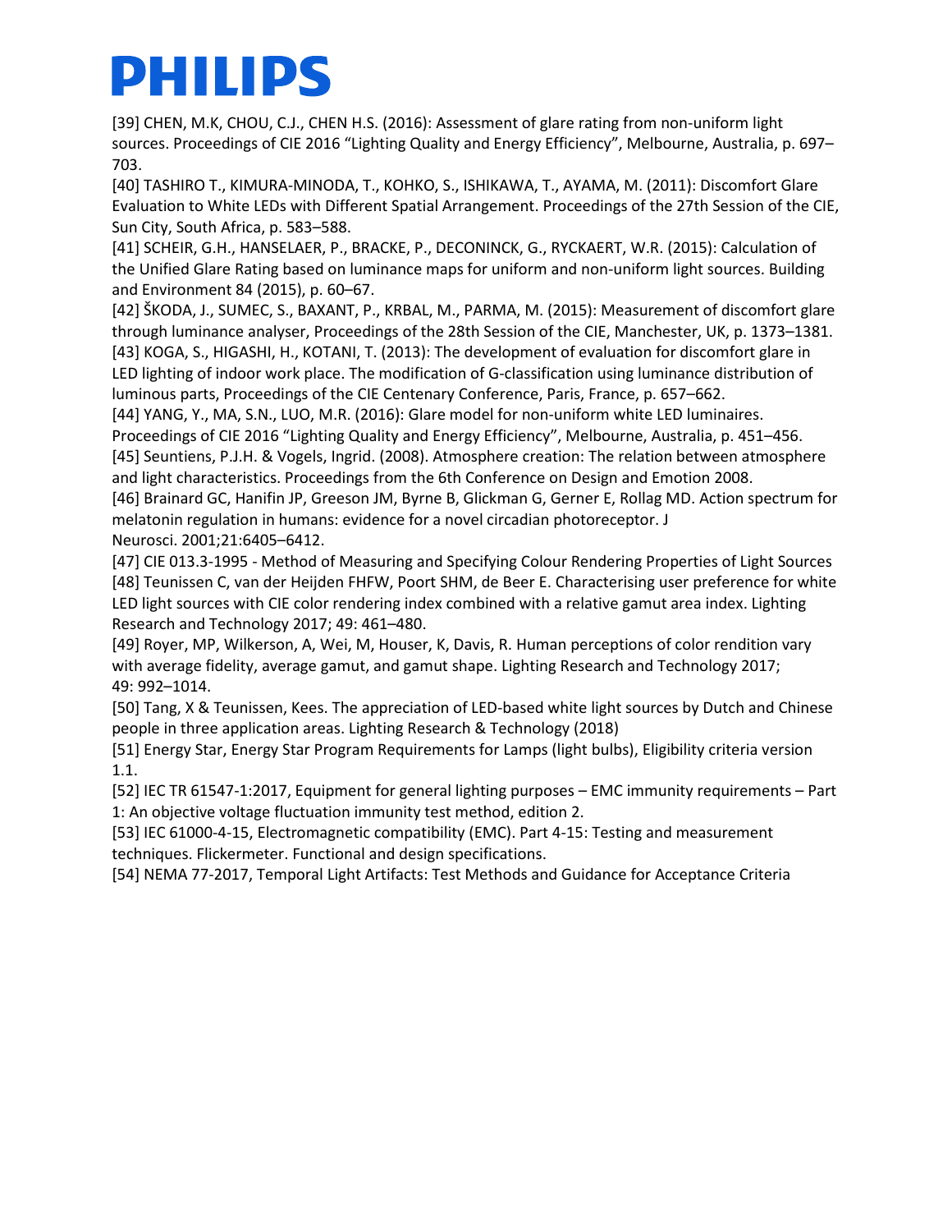[39] CHEN, M.K, CHOU, C.J., CHEN H.S. (2016): Assessment of glare rating from non-uniform light sources. Proceedings of CIE 2016 “Lighting Quality and Energy Efficiency”, Melbourne, Australia, p. 697–703.

[40] TASHIRO T., KIMURA-MINODA, T., KOHKO, S., ISHIKAWA, T., AYAMA, M. (2011): Discomfort Glare Evaluation to White LEDs with Different Spatial Arrangement. Proceedings of the 27th Session of the CIE, Sun City, South Africa, p. 583–588.

[41] SCHEIR, G.H., HANSELAER, P., BRACKE, P., DECONINCK, G., RYCKAERT, W.R. (2015): Calculation of the Unified Glare Rating based on luminance maps for uniform and non-uniform light sources. Building and Environment 84 (2015), p. 60–67.

[42] ŠKODA, J., SUMEC, S., BAXANT, P., KRBAL, M., PARMA, M. (2015): Measurement of discomfort glare through luminance analyser, Proceedings of the 28th Session of the CIE, Manchester, UK, p. 1373–1381.

[43] KOGA, S., HIGASHI, H., KOTANI, T. (2013): The development of evaluation for discomfort glare in LED lighting of indoor work place. The modification of G-classification using luminance distribution of luminous parts, Proceedings of the CIE Centenary Conference, Paris, France, p. 657–662.

[44] YANG, Y., MA, S.N., LUO, M.R. (2016): Glare model for non-uniform white LED luminaires. Proceedings of CIE 2016 “Lighting Quality and Energy Efficiency”, Melbourne, Australia, p. 451–456.

[45] Seuntiens, P.J.H. & Vogels, Ingrid. (2008). Atmosphere creation: The relation between atmosphere and light characteristics. Proceedings from the 6th Conference on Design and Emotion 2008.

[46] Brainard GC, Hanifin JP, Greeson JM, Byrne B, Glickman G, Gerner E, Rollag MD. Action spectrum for melatonin regulation in humans: evidence for a novel circadian photoreceptor. J Neurosci. 2001;21:6405–6412.

[47] CIE 013.3-1995 - Method of Measuring and Specifying Colour Rendering Properties of Light Sources

[48] Teunissen C, van der Heijden FHFW, Poort SHM, de Beer E. Characterising user preference for white LED light sources with CIE color rendering index combined with a relative gamut area index. Lighting Research and Technology 2017; 49: 461–480.

[49] Royer, MP, Wilkerson, A, Wei, M, Houser, K, Davis, R. Human perceptions of color rendition vary with average fidelity, average gamut, and gamut shape. Lighting Research and Technology 2017; 49: 992–1014.

[50] Tang, X & Teunissen, Kees. The appreciation of LED-based white light sources by Dutch and Chinese people in three application areas. Lighting Research & Technology (2018)

[51] Energy Star, Energy Star Program Requirements for Lamps (light bulbs), Eligibility criteria version 1.1.

[52] IEC TR 61547-1:2017, Equipment for general lighting purposes – EMC immunity requirements – Part 1: An objective voltage fluctuation immunity test method, edition 2.

[53] IEC 61000-4-15, Electromagnetic compatibility (EMC). Part 4-15: Testing and measurement techniques. Flickermeter. Functional and design specifications.

[54] NEMA 77-2017, Temporal Light Artifacts: Test Methods and Guidance for Acceptance Criteria